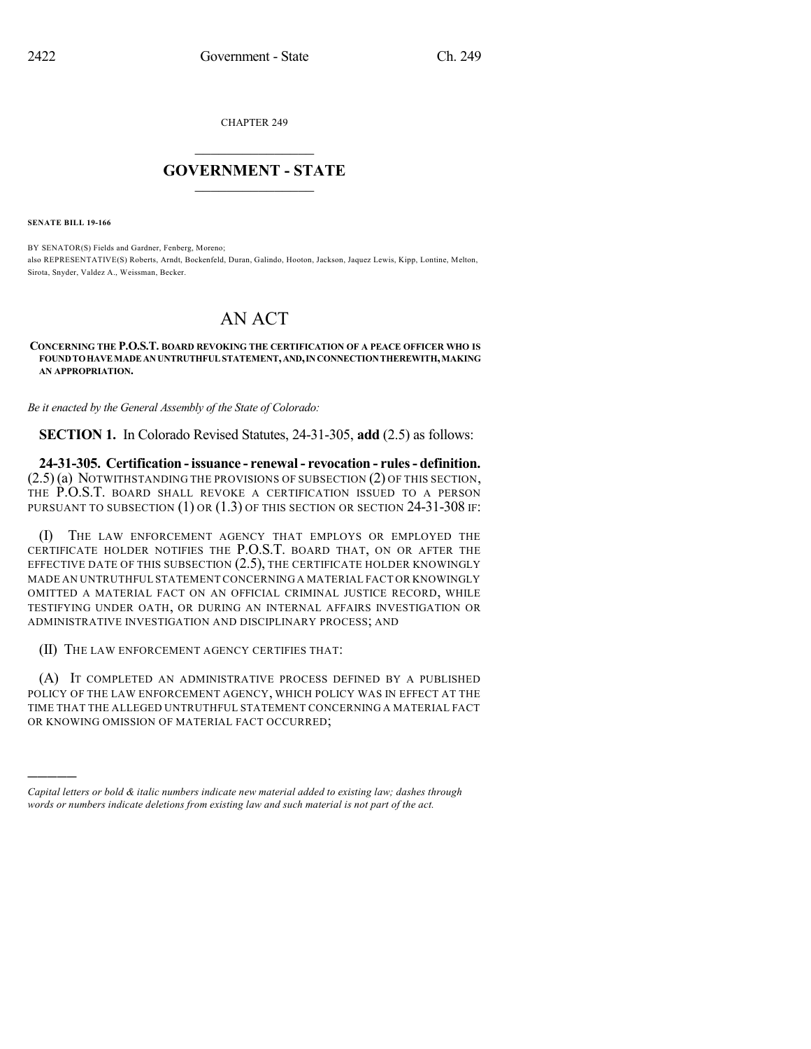CHAPTER 249

# GOVERNMENT - STATE

**SENATE BILL 19-166**

BY SENATOR(S) Fields and Gardner, Fenberg, Moreno;
also REPRESENTATIVE(S) Roberts, Arndt, Bockenfeld, Duran, Galindo, Hooton, Jackson, Jaquez Lewis, Kipp, Lontine, Melton, Sirota, Snyder, Valdez A., Weissman, Becker.

# AN ACT

**CONCERNING THE P.O.S.T. BOARD REVOKING THE CERTIFICATION OF A PEACE OFFICER WHO IS FOUND TO HAVE MADE AN UNTRUTHFUL STATEMENT, AND, IN CONNECTION THEREWITH, MAKING AN APPROPRIATION.**

*Be it enacted by the General Assembly of the State of Colorado:*

**SECTION 1.** In Colorado Revised Statutes, 24-31-305, **add** (2.5) as follows:

**24-31-305. Certification - issuance - renewal - revocation - rules - definition.** (2.5) (a) NOTWITHSTANDING THE PROVISIONS OF SUBSECTION (2) OF THIS SECTION, THE P.O.S.T. BOARD SHALL REVOKE A CERTIFICATION ISSUED TO A PERSON PURSUANT TO SUBSECTION (1) OR (1.3) OF THIS SECTION OR SECTION 24-31-308 IF:

(I) THE LAW ENFORCEMENT AGENCY THAT EMPLOYS OR EMPLOYED THE CERTIFICATE HOLDER NOTIFIES THE P.O.S.T. BOARD THAT, ON OR AFTER THE EFFECTIVE DATE OF THIS SUBSECTION (2.5), THE CERTIFICATE HOLDER KNOWINGLY MADE AN UNTRUTHFUL STATEMENT CONCERNING A MATERIAL FACT OR KNOWINGLY OMITTED A MATERIAL FACT ON AN OFFICIAL CRIMINAL JUSTICE RECORD, WHILE TESTIFYING UNDER OATH, OR DURING AN INTERNAL AFFAIRS INVESTIGATION OR ADMINISTRATIVE INVESTIGATION AND DISCIPLINARY PROCESS; AND

(II) THE LAW ENFORCEMENT AGENCY CERTIFIES THAT:

(A) IT COMPLETED AN ADMINISTRATIVE PROCESS DEFINED BY A PUBLISHED POLICY OF THE LAW ENFORCEMENT AGENCY, WHICH POLICY WAS IN EFFECT AT THE TIME THAT THE ALLEGED UNTRUTHFUL STATEMENT CONCERNING A MATERIAL FACT OR KNOWING OMISSION OF MATERIAL FACT OCCURRED;

---

*Capital letters or bold & italic numbers indicate new material added to existing law; dashes through words or numbers indicate deletions from existing law and such material is not part of the act.*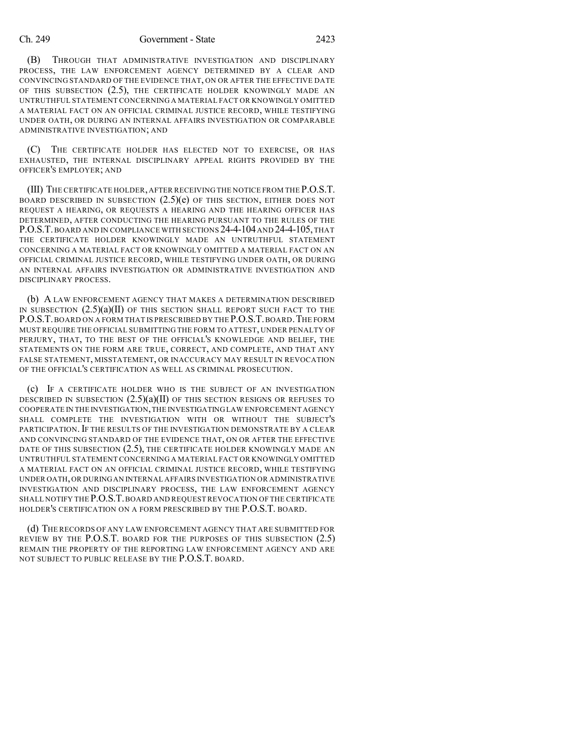(B) THROUGH THAT ADMINISTRATIVE INVESTIGATION AND DISCIPLINARY PROCESS, THE LAW ENFORCEMENT AGENCY DETERMINED BY A CLEAR AND CONVINCING STANDARD OF THE EVIDENCE THAT, ON OR AFTER THE EFFECTIVE DATE OF THIS SUBSECTION (2.5), THE CERTIFICATE HOLDER KNOWINGLY MADE AN UNTRUTHFUL STATEMENT CONCERNING A MATERIAL FACT OR KNOWINGLY OMITTED A MATERIAL FACT ON AN OFFICIAL CRIMINAL JUSTICE RECORD, WHILE TESTIFYING UNDER OATH, OR DURING AN INTERNAL AFFAIRS INVESTIGATION OR COMPARABLE ADMINISTRATIVE INVESTIGATION; AND

(C) THE CERTIFICATE HOLDER HAS ELECTED NOT TO EXERCISE, OR HAS EXHAUSTED, THE INTERNAL DISCIPLINARY APPEAL RIGHTS PROVIDED BY THE OFFICER'S EMPLOYER; AND

(III) THE CERTIFICATE HOLDER, AFTER RECEIVING THE NOTICE FROM THE P.O.S.T. BOARD DESCRIBED IN SUBSECTION (2.5)(e) OF THIS SECTION, EITHER DOES NOT REQUEST A HEARING, OR REQUESTS A HEARING AND THE HEARING OFFICER HAS DETERMINED, AFTER CONDUCTING THE HEARING PURSUANT TO THE RULES OF THE P.O.S.T. BOARD AND IN COMPLIANCE WITH SECTIONS 24-4-104 AND 24-4-105, THAT THE CERTIFICATE HOLDER KNOWINGLY MADE AN UNTRUTHFUL STATEMENT CONCERNING A MATERIAL FACT OR KNOWINGLY OMITTED A MATERIAL FACT ON AN OFFICIAL CRIMINAL JUSTICE RECORD, WHILE TESTIFYING UNDER OATH, OR DURING AN INTERNAL AFFAIRS INVESTIGATION OR ADMINISTRATIVE INVESTIGATION AND DISCIPLINARY PROCESS.

(b) A LAW ENFORCEMENT AGENCY THAT MAKES A DETERMINATION DESCRIBED IN SUBSECTION (2.5)(a)(II) OF THIS SECTION SHALL REPORT SUCH FACT TO THE P.O.S.T. BOARD ON A FORM THAT IS PRESCRIBED BY THE P.O.S.T. BOARD. THE FORM MUST REQUIRE THE OFFICIAL SUBMITTING THE FORM TO ATTEST, UNDER PENALTY OF PERJURY, THAT, TO THE BEST OF THE OFFICIAL'S KNOWLEDGE AND BELIEF, THE STATEMENTS ON THE FORM ARE TRUE, CORRECT, AND COMPLETE, AND THAT ANY FALSE STATEMENT, MISSTATEMENT, OR INACCURACY MAY RESULT IN REVOCATION OF THE OFFICIAL'S CERTIFICATION AS WELL AS CRIMINAL PROSECUTION.

(c) IF A CERTIFICATE HOLDER WHO IS THE SUBJECT OF AN INVESTIGATION DESCRIBED IN SUBSECTION (2.5)(a)(II) OF THIS SECTION RESIGNS OR REFUSES TO COOPERATE IN THE INVESTIGATION, THE INVESTIGATING LAW ENFORCEMENT AGENCY SHALL COMPLETE THE INVESTIGATION WITH OR WITHOUT THE SUBJECT'S PARTICIPATION. IF THE RESULTS OF THE INVESTIGATION DEMONSTRATE BY A CLEAR AND CONVINCING STANDARD OF THE EVIDENCE THAT, ON OR AFTER THE EFFECTIVE DATE OF THIS SUBSECTION (2.5), THE CERTIFICATE HOLDER KNOWINGLY MADE AN UNTRUTHFUL STATEMENT CONCERNING A MATERIAL FACT OR KNOWINGLY OMITTED A MATERIAL FACT ON AN OFFICIAL CRIMINAL JUSTICE RECORD, WHILE TESTIFYING UNDER OATH, OR DURING AN INTERNAL AFFAIRS INVESTIGATION OR ADMINISTRATIVE INVESTIGATION AND DISCIPLINARY PROCESS, THE LAW ENFORCEMENT AGENCY SHALL NOTIFY THE P.O.S.T. BOARD AND REQUEST REVOCATION OF THE CERTIFICATE HOLDER'S CERTIFICATION ON A FORM PRESCRIBED BY THE P.O.S.T. BOARD.

(d) THE RECORDS OF ANY LAW ENFORCEMENT AGENCY THAT ARE SUBMITTED FOR REVIEW BY THE P.O.S.T. BOARD FOR THE PURPOSES OF THIS SUBSECTION (2.5) REMAIN THE PROPERTY OF THE REPORTING LAW ENFORCEMENT AGENCY AND ARE NOT SUBJECT TO PUBLIC RELEASE BY THE P.O.S.T. BOARD.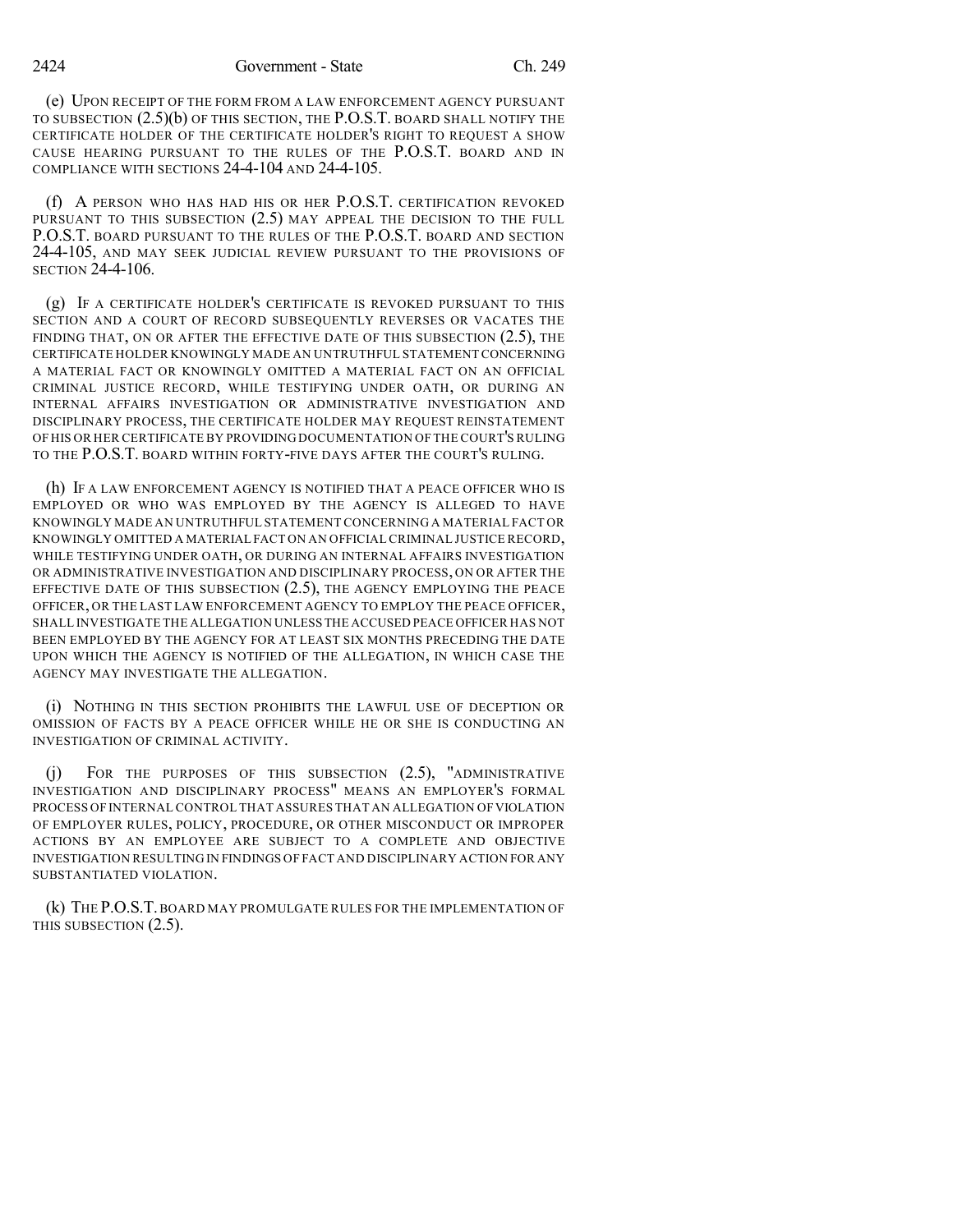(e) UPON RECEIPT OF THE FORM FROM A LAW ENFORCEMENT AGENCY PURSUANT TO SUBSECTION (2.5)(b) OF THIS SECTION, THE P.O.S.T. BOARD SHALL NOTIFY THE CERTIFICATE HOLDER OF THE CERTIFICATE HOLDER'S RIGHT TO REQUEST A SHOW CAUSE HEARING PURSUANT TO THE RULES OF THE P.O.S.T. BOARD AND IN COMPLIANCE WITH SECTIONS 24-4-104 AND 24-4-105.

(f) A PERSON WHO HAS HAD HIS OR HER P.O.S.T. CERTIFICATION REVOKED PURSUANT TO THIS SUBSECTION (2.5) MAY APPEAL THE DECISION TO THE FULL P.O.S.T. BOARD PURSUANT TO THE RULES OF THE P.O.S.T. BOARD AND SECTION 24-4-105, AND MAY SEEK JUDICIAL REVIEW PURSUANT TO THE PROVISIONS OF SECTION 24-4-106.

(g) IF A CERTIFICATE HOLDER'S CERTIFICATE IS REVOKED PURSUANT TO THIS SECTION AND A COURT OF RECORD SUBSEQUENTLY REVERSES OR VACATES THE FINDING THAT, ON OR AFTER THE EFFECTIVE DATE OF THIS SUBSECTION (2.5), THE CERTIFICATE HOLDER KNOWINGLY MADE AN UNTRUTHFUL STATEMENT CONCERNING A MATERIAL FACT OR KNOWINGLY OMITTED A MATERIAL FACT ON AN OFFICIAL CRIMINAL JUSTICE RECORD, WHILE TESTIFYING UNDER OATH, OR DURING AN INTERNAL AFFAIRS INVESTIGATION OR ADMINISTRATIVE INVESTIGATION AND DISCIPLINARY PROCESS, THE CERTIFICATE HOLDER MAY REQUEST REINSTATEMENT OF HIS OR HER CERTIFICATE BY PROVIDING DOCUMENTATION OF THE COURT'S RULING TO THE P.O.S.T. BOARD WITHIN FORTY-FIVE DAYS AFTER THE COURT'S RULING.

(h) IF A LAW ENFORCEMENT AGENCY IS NOTIFIED THAT A PEACE OFFICER WHO IS EMPLOYED OR WHO WAS EMPLOYED BY THE AGENCY IS ALLEGED TO HAVE KNOWINGLY MADE AN UNTRUTHFUL STATEMENT CONCERNING A MATERIAL FACT OR KNOWINGLY OMITTED A MATERIAL FACT ON AN OFFICIAL CRIMINAL JUSTICE RECORD, WHILE TESTIFYING UNDER OATH, OR DURING AN INTERNAL AFFAIRS INVESTIGATION OR ADMINISTRATIVE INVESTIGATION AND DISCIPLINARY PROCESS, ON OR AFTER THE EFFECTIVE DATE OF THIS SUBSECTION (2.5), THE AGENCY EMPLOYING THE PEACE OFFICER, OR THE LAST LAW ENFORCEMENT AGENCY TO EMPLOY THE PEACE OFFICER, SHALL INVESTIGATE THE ALLEGATION UNLESS THE ACCUSED PEACE OFFICER HAS NOT BEEN EMPLOYED BY THE AGENCY FOR AT LEAST SIX MONTHS PRECEDING THE DATE UPON WHICH THE AGENCY IS NOTIFIED OF THE ALLEGATION, IN WHICH CASE THE AGENCY MAY INVESTIGATE THE ALLEGATION.

(i) NOTHING IN THIS SECTION PROHIBITS THE LAWFUL USE OF DECEPTION OR OMISSION OF FACTS BY A PEACE OFFICER WHILE HE OR SHE IS CONDUCTING AN INVESTIGATION OF CRIMINAL ACTIVITY.

(j) FOR THE PURPOSES OF THIS SUBSECTION (2.5), "ADMINISTRATIVE INVESTIGATION AND DISCIPLINARY PROCESS" MEANS AN EMPLOYER'S FORMAL PROCESS OF INTERNAL CONTROL THAT ASSURES THAT AN ALLEGATION OF VIOLATION OF EMPLOYER RULES, POLICY, PROCEDURE, OR OTHER MISCONDUCT OR IMPROPER ACTIONS BY AN EMPLOYEE ARE SUBJECT TO A COMPLETE AND OBJECTIVE INVESTIGATION RESULTING IN FINDINGS OF FACT AND DISCIPLINARY ACTION FOR ANY SUBSTANTIATED VIOLATION.

(k) THE P.O.S.T. BOARD MAY PROMULGATE RULES FOR THE IMPLEMENTATION OF THIS SUBSECTION (2.5).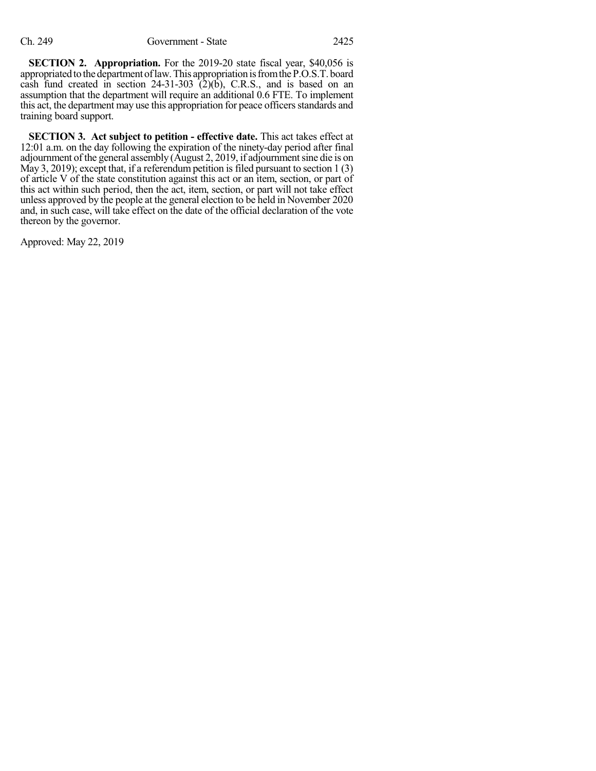**SECTION 2. Appropriation.** For the 2019-20 state fiscal year, $40,056 is appropriated to the department of law. This appropriation is from the P.O.S.T. board cash fund created in section 24-31-303 (2)(b), C.R.S., and is based on an assumption that the department will require an additional 0.6 FTE. To implement this act, the department may use this appropriation for peace officers standards and training board support.

**SECTION 3. Act subject to petition - effective date.** This act takes effect at 12:01 a.m. on the day following the expiration of the ninety-day period after final adjournment of the general assembly (August 2, 2019, if adjournment sine die is on May 3, 2019); except that, if a referendum petition is filed pursuant to section 1 (3) of article V of the state constitution against this act or an item, section, or part of this act within such period, then the act, item, section, or part will not take effect unless approved by the people at the general election to be held in November 2020 and, in such case, will take effect on the date of the official declaration of the vote thereon by the governor.

Approved: May 22, 2019